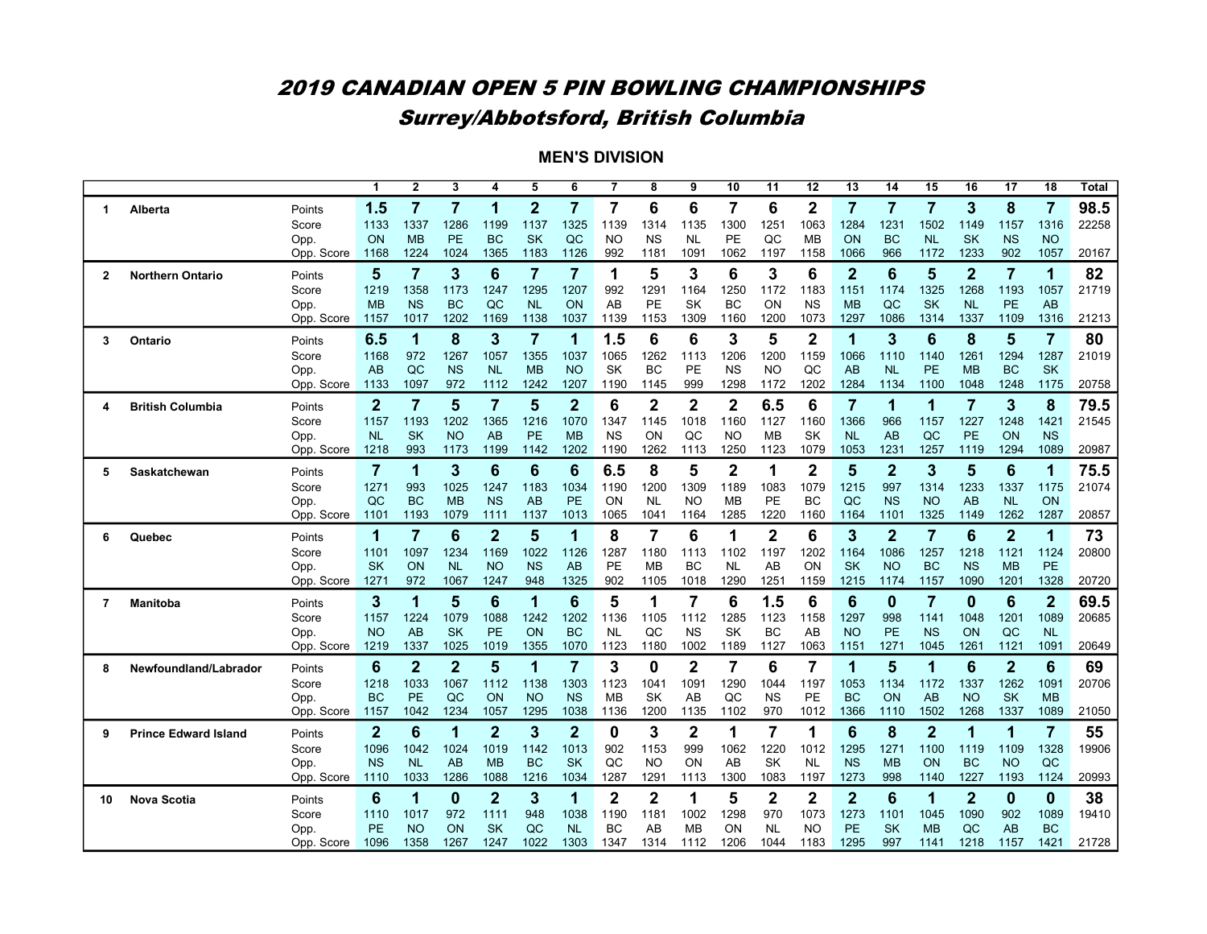# 2019 CANADIAN OPEN 5 PIN BOWLING CHAMPIONSHIPS

## Surrey/Abbotsford, British Columbia

### MEN'S DIVISION

| | | | 1 | 2 | 3 | 4 | 5 | 6 | 7 | 8 | 9 | 10 | 11 | 12 | 13 | 14 | 15 | 16 | 17 | 18 | Total |
|---|---|---|---|---|---|---|---|---|---|---|---|---|---|---|---|---|---|---|---|---|---|
| 1 | Alberta | Points | 1.5 | 7 | 7 | 1 | 2 | 7 | 7 | 6 | 6 | 7 | 6 | 2 | 7 | 7 | 7 | 3 | 8 | 7 | 98.5 |
| | | Score | 1133 | 1337 | 1286 | 1199 | 1137 | 1325 | 1139 | 1314 | 1135 | 1300 | 1251 | 1063 | 1284 | 1231 | 1502 | 1149 | 1157 | 1316 | 22258 |
| | | Opp. | ON | MB | PE | BC | SK | QC | NO | NS | NL | PE | QC | MB | ON | BC | NL | SK | NS | NO | |
| | | Opp. Score | 1168 | 1224 | 1024 | 1365 | 1183 | 1126 | 992 | 1181 | 1091 | 1062 | 1197 | 1158 | 1066 | 966 | 1172 | 1233 | 902 | 1057 | 20167 |
| 2 | Northern Ontario | Points | 5 | 7 | 3 | 6 | 7 | 7 | 1 | 5 | 3 | 6 | 3 | 6 | 2 | 6 | 5 | 2 | 7 | 1 | 82 |
| | | Score | 1219 | 1358 | 1173 | 1247 | 1295 | 1207 | 992 | 1291 | 1164 | 1250 | 1172 | 1183 | 1151 | 1174 | 1325 | 1268 | 1193 | 1057 | 21719 |
| | | Opp. | MB | NS | BC | QC | NL | ON | AB | PE | SK | BC | ON | NS | MB | QC | SK | NL | PE | AB | |
| | | Opp. Score | 1157 | 1017 | 1202 | 1169 | 1138 | 1037 | 1139 | 1153 | 1309 | 1160 | 1200 | 1073 | 1297 | 1086 | 1314 | 1337 | 1109 | 1316 | 21213 |
| 3 | Ontario | Points | 6.5 | 1 | 8 | 3 | 7 | 1 | 1.5 | 6 | 6 | 3 | 5 | 2 | 1 | 3 | 6 | 8 | 5 | 7 | 80 |
| | | Score | 1168 | 972 | 1267 | 1057 | 1355 | 1037 | 1065 | 1262 | 1113 | 1206 | 1200 | 1159 | 1066 | 1110 | 1140 | 1261 | 1294 | 1287 | 21019 |
| | | Opp. | AB | QC | NS | NL | MB | NO | SK | BC | PE | NS | NO | QC | AB | NL | PE | MB | BC | SK | |
| | | Opp. Score | 1133 | 1097 | 972 | 1112 | 1242 | 1207 | 1190 | 1145 | 999 | 1298 | 1172 | 1202 | 1284 | 1134 | 1100 | 1048 | 1248 | 1175 | 20758 |
| 4 | British Columbia | Points | 2 | 7 | 5 | 7 | 5 | 2 | 6 | 2 | 2 | 2 | 6.5 | 6 | 7 | 1 | 1 | 7 | 3 | 8 | 79.5 |
| | | Score | 1157 | 1193 | 1202 | 1365 | 1216 | 1070 | 1347 | 1145 | 1018 | 1160 | 1127 | 1160 | 1366 | 966 | 1157 | 1227 | 1248 | 1421 | 21545 |
| | | Opp. | NL | SK | NO | AB | PE | MB | NS | ON | QC | NO | MB | SK | NL | AB | QC | PE | ON | NS | |
| | | Opp. Score | 1218 | 993 | 1173 | 1199 | 1142 | 1202 | 1190 | 1262 | 1113 | 1250 | 1123 | 1079 | 1053 | 1231 | 1257 | 1119 | 1294 | 1089 | 20987 |
| 5 | Saskatchewan | Points | 7 | 1 | 3 | 6 | 6 | 6 | 6.5 | 8 | 5 | 2 | 1 | 2 | 5 | 2 | 3 | 5 | 6 | 1 | 75.5 |
| | | Score | 1271 | 993 | 1025 | 1247 | 1183 | 1034 | 1190 | 1200 | 1309 | 1189 | 1083 | 1079 | 1215 | 997 | 1314 | 1233 | 1337 | 1175 | 21074 |
| | | Opp. | QC | BC | MB | NS | AB | PE | ON | NL | NO | MB | PE | BC | QC | NS | NO | AB | NL | ON | |
| | | Opp. Score | 1101 | 1193 | 1079 | 1111 | 1137 | 1013 | 1065 | 1041 | 1164 | 1285 | 1220 | 1160 | 1164 | 1101 | 1325 | 1149 | 1262 | 1287 | 20857 |
| 6 | Quebec | Points | 1 | 7 | 6 | 2 | 5 | 1 | 8 | 7 | 6 | 1 | 2 | 6 | 3 | 2 | 7 | 6 | 2 | 1 | 73 |
| | | Score | 1101 | 1097 | 1234 | 1169 | 1022 | 1126 | 1287 | 1180 | 1113 | 1102 | 1197 | 1202 | 1164 | 1086 | 1257 | 1218 | 1121 | 1124 | 20800 |
| | | Opp. | SK | ON | NL | NO | NS | AB | PE | MB | BC | NL | AB | ON | SK | NO | BC | NS | MB | PE | |
| | | Opp. Score | 1271 | 972 | 1067 | 1247 | 948 | 1325 | 902 | 1105 | 1018 | 1290 | 1251 | 1159 | 1215 | 1174 | 1157 | 1090 | 1201 | 1328 | 20720 |
| 7 | Manitoba | Points | 3 | 1 | 5 | 6 | 1 | 6 | 5 | 1 | 7 | 6 | 1.5 | 6 | 6 | 0 | 7 | 0 | 6 | 2 | 69.5 |
| | | Score | 1157 | 1224 | 1079 | 1088 | 1242 | 1202 | 1136 | 1105 | 1112 | 1285 | 1123 | 1158 | 1297 | 998 | 1141 | 1048 | 1201 | 1089 | 20685 |
| | | Opp. | NO | AB | SK | PE | ON | BC | NL | QC | NS | SK | BC | AB | NO | PE | NS | ON | QC | NL | |
| | | Opp. Score | 1219 | 1337 | 1025 | 1019 | 1355 | 1070 | 1123 | 1180 | 1002 | 1189 | 1127 | 1063 | 1151 | 1271 | 1045 | 1261 | 1121 | 1091 | 20649 |
| 8 | Newfoundland/Labrador | Points | 6 | 2 | 2 | 5 | 1 | 7 | 3 | 0 | 2 | 7 | 6 | 7 | 1 | 5 | 1 | 6 | 2 | 6 | 69 |
| | | Score | 1218 | 1033 | 1067 | 1112 | 1138 | 1303 | 1123 | 1041 | 1091 | 1290 | 1044 | 1197 | 1053 | 1134 | 1172 | 1337 | 1262 | 1091 | 20706 |
| | | Opp. | BC | PE | QC | ON | NO | NS | MB | SK | AB | QC | NS | PE | BC | ON | AB | NO | SK | MB | |
| | | Opp. Score | 1157 | 1042 | 1234 | 1057 | 1295 | 1038 | 1136 | 1200 | 1135 | 1102 | 970 | 1012 | 1366 | 1110 | 1502 | 1268 | 1337 | 1089 | 21050 |
| 9 | Prince Edward Island | Points | 2 | 6 | 1 | 2 | 3 | 2 | 0 | 3 | 2 | 1 | 7 | 1 | 6 | 8 | 2 | 1 | 1 | 7 | 55 |
| | | Score | 1096 | 1042 | 1024 | 1019 | 1142 | 1013 | 902 | 1153 | 999 | 1062 | 1220 | 1012 | 1295 | 1271 | 1100 | 1119 | 1109 | 1328 | 19906 |
| | | Opp. | NS | NL | AB | MB | BC | SK | QC | NO | ON | AB | SK | NL | NS | MB | ON | BC | NO | QC | |
| | | Opp. Score | 1110 | 1033 | 1286 | 1088 | 1216 | 1034 | 1287 | 1291 | 1113 | 1300 | 1083 | 1197 | 1273 | 998 | 1140 | 1227 | 1193 | 1124 | 20993 |
| 10 | Nova Scotia | Points | 6 | 1 | 0 | 2 | 3 | 1 | 2 | 2 | 1 | 5 | 2 | 2 | 2 | 6 | 1 | 2 | 0 | 0 | 38 |
| | | Score | 1110 | 1017 | 972 | 1111 | 948 | 1038 | 1190 | 1181 | 1002 | 1298 | 970 | 1073 | 1273 | 1101 | 1045 | 1090 | 902 | 1089 | 19410 |
| | | Opp. | PE | NO | ON | SK | QC | NL | BC | AB | MB | ON | NL | NO | PE | SK | MB | QC | AB | BC | |
| | | Opp. Score | 1096 | 1358 | 1267 | 1247 | 1022 | 1303 | 1347 | 1314 | 1112 | 1206 | 1044 | 1183 | 1295 | 997 | 1141 | 1218 | 1157 | 1421 | 21728 |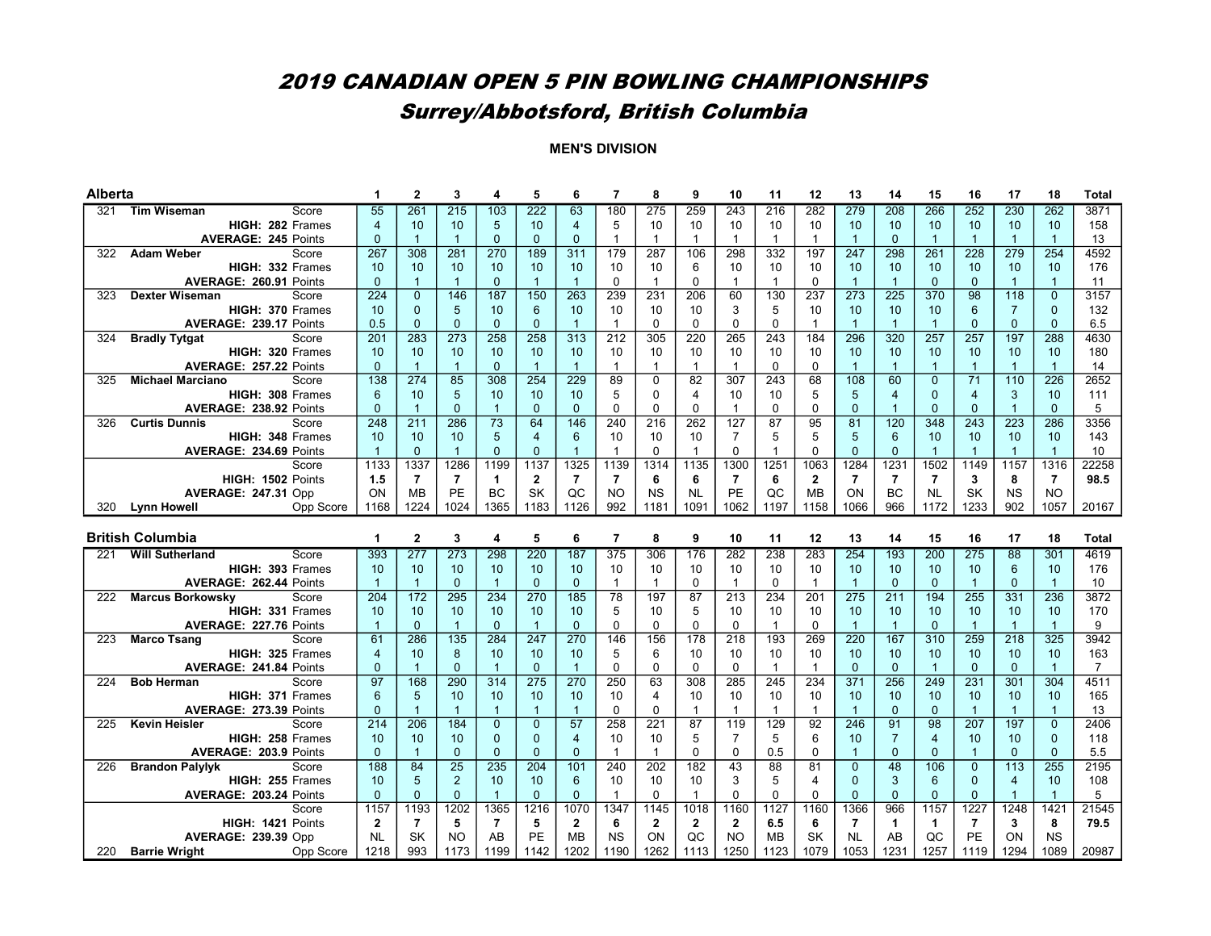# 2019 CANADIAN OPEN 5 PIN BOWLING CHAMPIONSHIPS

## Surrey/Abbotsford, British Columbia

**MEN'S DIVISION**

### Alberta

| # | Name | | 1 | 2 | 3 | 4 | 5 | 6 | 7 | 8 | 9 | 10 | 11 | 12 | 13 | 14 | 15 | 16 | 17 | 18 | Total |
|---|---|---|---|---|---|---|---|---|---|---|---|---|---|---|---|---|---|---|---|---|---|
| 321 | **Tim Wiseman** | Score | 55 | 261 | 215 | 103 | 222 | 63 | 180 | 275 | 259 | 243 | 216 | 282 | 279 | 208 | 266 | 252 | 230 | 262 | 3871 |
| | **HIGH: 282** | Frames | 4 | 10 | 10 | 5 | 10 | 4 | 5 | 10 | 10 | 10 | 10 | 10 | 10 | 10 | 10 | 10 | 10 | 10 | 158 |
| | **AVERAGE: 245** | Points | 0 | 1 | 1 | 0 | 0 | 0 | 1 | 1 | 1 | 1 | 1 | 1 | 1 | 0 | 1 | 1 | 1 | 1 | 13 |
| 322 | **Adam Weber** | Score | 267 | 308 | 281 | 270 | 189 | 311 | 179 | 287 | 106 | 298 | 332 | 197 | 247 | 298 | 261 | 228 | 279 | 254 | 4592 |
| | **HIGH: 332** | Frames | 10 | 10 | 10 | 10 | 10 | 10 | 10 | 10 | 6 | 10 | 10 | 10 | 10 | 10 | 10 | 10 | 10 | 10 | 176 |
| | **AVERAGE: 260.91** | Points | 0 | 1 | 1 | 0 | 1 | 1 | 0 | 1 | 0 | 1 | 1 | 0 | 1 | 1 | 0 | 0 | 1 | 1 | 11 |
| 323 | **Dexter Wiseman** | Score | 224 | 0 | 146 | 187 | 150 | 263 | 239 | 231 | 206 | 60 | 130 | 237 | 273 | 225 | 370 | 98 | 118 | 0 | 3157 |
| | **HIGH: 370** | Frames | 10 | 0 | 5 | 10 | 6 | 10 | 10 | 10 | 10 | 3 | 5 | 10 | 10 | 10 | 10 | 6 | 7 | 0 | 132 |
| | **AVERAGE: 239.17** | Points | 0.5 | 0 | 0 | 0 | 0 | 1 | 1 | 0 | 0 | 0 | 0 | 1 | 1 | 1 | 1 | 0 | 0 | 0 | 6.5 |
| 324 | **Bradly Tytgat** | Score | 201 | 283 | 273 | 258 | 258 | 313 | 212 | 305 | 220 | 265 | 243 | 184 | 296 | 320 | 257 | 257 | 197 | 288 | 4630 |
| | **HIGH: 320** | Frames | 10 | 10 | 10 | 10 | 10 | 10 | 10 | 10 | 10 | 10 | 10 | 10 | 10 | 10 | 10 | 10 | 10 | 10 | 180 |
| | **AVERAGE: 257.22** | Points | 0 | 1 | 1 | 0 | 1 | 1 | 1 | 1 | 1 | 1 | 0 | 0 | 1 | 1 | 1 | 1 | 1 | 1 | 14 |
| 325 | **Michael Marciano** | Score | 138 | 274 | 85 | 308 | 254 | 229 | 89 | 0 | 82 | 307 | 243 | 68 | 108 | 60 | 0 | 71 | 110 | 226 | 2652 |
| | **HIGH: 308** | Frames | 6 | 10 | 5 | 10 | 10 | 10 | 5 | 0 | 4 | 10 | 10 | 5 | 5 | 4 | 0 | 4 | 3 | 10 | 111 |
| | **AVERAGE: 238.92** | Points | 0 | 1 | 0 | 1 | 0 | 0 | 0 | 0 | 0 | 1 | 0 | 0 | 0 | 1 | 0 | 0 | 1 | 0 | 5 |
| 326 | **Curtis Dunnis** | Score | 248 | 211 | 286 | 73 | 64 | 146 | 240 | 216 | 262 | 127 | 87 | 95 | 81 | 120 | 348 | 243 | 223 | 286 | 3356 |
| | **HIGH: 348** | Frames | 10 | 10 | 10 | 5 | 4 | 6 | 10 | 10 | 10 | 7 | 5 | 5 | 5 | 6 | 10 | 10 | 10 | 10 | 143 |
| | **AVERAGE: 234.69** | Points | 1 | 0 | 1 | 0 | 0 | 1 | 1 | 0 | 1 | 0 | 1 | 0 | 0 | 0 | 1 | 1 | 1 | 1 | 10 |
| | | Score | 1133 | 1337 | 1286 | 1199 | 1137 | 1325 | 1139 | 1314 | 1135 | 1300 | 1251 | 1063 | 1284 | 1231 | 1502 | 1149 | 1157 | 1316 | 22258 |
| | **HIGH: 1502** | Points | **1.5** | **7** | **7** | **1** | **2** | **7** | **7** | **6** | **6** | **7** | **6** | **2** | **7** | **7** | **7** | **3** | **8** | **7** | **98.5** |
| | **AVERAGE: 247.31** | Opp | ON | MB | PE | BC | SK | QC | NO | NS | NL | PE | QC | MB | ON | BC | NL | SK | NS | NO | |
| 320 | **Lynn Howell** | Opp Score | 1168 | 1224 | 1024 | 1365 | 1183 | 1126 | 992 | 1181 | 1091 | 1062 | 1197 | 1158 | 1066 | 966 | 1172 | 1233 | 902 | 1057 | 20167 |

### British Columbia

| # | Name | | 1 | 2 | 3 | 4 | 5 | 6 | 7 | 8 | 9 | 10 | 11 | 12 | 13 | 14 | 15 | 16 | 17 | 18 | Total |
|---|---|---|---|---|---|---|---|---|---|---|---|---|---|---|---|---|---|---|---|---|---|
| 221 | **Will Sutherland** | Score | 393 | 277 | 273 | 298 | 220 | 187 | 375 | 306 | 176 | 282 | 238 | 283 | 254 | 193 | 200 | 275 | 88 | 301 | 4619 |
| | **HIGH: 393** | Frames | 10 | 10 | 10 | 10 | 10 | 10 | 10 | 10 | 10 | 10 | 10 | 10 | 10 | 10 | 10 | 10 | 6 | 10 | 176 |
| | **AVERAGE: 262.44** | Points | 1 | 1 | 0 | 1 | 0 | 0 | 1 | 1 | 0 | 1 | 0 | 1 | 1 | 0 | 0 | 1 | 0 | 1 | 10 |
| 222 | **Marcus Borkowsky** | Score | 204 | 172 | 295 | 234 | 270 | 185 | 78 | 197 | 87 | 213 | 234 | 201 | 275 | 211 | 194 | 255 | 331 | 236 | 3872 |
| | **HIGH: 331** | Frames | 10 | 10 | 10 | 10 | 10 | 10 | 5 | 10 | 5 | 10 | 10 | 10 | 10 | 10 | 10 | 10 | 10 | 10 | 170 |
| | **AVERAGE: 227.76** | Points | 1 | 0 | 1 | 0 | 1 | 0 | 0 | 0 | 0 | 0 | 1 | 0 | 1 | 1 | 0 | 1 | 1 | 1 | 9 |
| 223 | **Marco Tsang** | Score | 61 | 286 | 135 | 284 | 247 | 270 | 146 | 156 | 178 | 218 | 193 | 269 | 220 | 167 | 310 | 259 | 218 | 325 | 3942 |
| | **HIGH: 325** | Frames | 4 | 10 | 8 | 10 | 10 | 10 | 5 | 6 | 10 | 10 | 10 | 10 | 10 | 10 | 10 | 10 | 10 | 10 | 163 |
| | **AVERAGE: 241.84** | Points | 0 | 1 | 0 | 1 | 0 | 1 | 0 | 0 | 1 | 0 | 1 | 1 | 0 | 0 | 1 | 0 | 0 | 1 | 7 |
| 224 | **Bob Herman** | Score | 97 | 168 | 290 | 314 | 275 | 270 | 250 | 63 | 308 | 285 | 245 | 234 | 371 | 256 | 249 | 231 | 301 | 304 | 4511 |
| | **HIGH: 371** | Frames | 6 | 5 | 10 | 10 | 10 | 10 | 10 | 4 | 10 | 10 | 10 | 10 | 10 | 10 | 10 | 10 | 10 | 10 | 165 |
| | **AVERAGE: 273.39** | Points | 0 | 1 | 1 | 1 | 1 | 1 | 0 | 0 | 1 | 1 | 1 | 1 | 1 | 0 | 0 | 1 | 1 | 1 | 13 |
| 225 | **Kevin Heisler** | Score | 214 | 206 | 184 | 0 | 0 | 57 | 258 | 221 | 87 | 119 | 129 | 92 | 246 | 91 | 98 | 207 | 197 | 0 | 2406 |
| | **HIGH: 258** | Frames | 10 | 10 | 10 | 0 | 0 | 4 | 10 | 10 | 5 | 7 | 5 | 6 | 10 | 7 | 4 | 10 | 10 | 0 | 118 |
| | **AVERAGE: 203.9** | Points | 0 | 1 | 0 | 0 | 0 | 0 | 1 | 1 | 0 | 0 | 0.5 | 0 | 1 | 0 | 0 | 1 | 0 | 0 | 5.5 |
| 226 | **Brandon Palylyk** | Score | 188 | 84 | 25 | 235 | 204 | 101 | 240 | 202 | 182 | 43 | 88 | 81 | 0 | 48 | 106 | 0 | 113 | 255 | 2195 |
| | **HIGH: 255** | Frames | 10 | 5 | 2 | 10 | 10 | 6 | 10 | 10 | 10 | 3 | 5 | 4 | 0 | 3 | 6 | 0 | 4 | 10 | 108 |
| | **AVERAGE: 203.24** | Points | 0 | 0 | 0 | 1 | 0 | 0 | 1 | 0 | 1 | 0 | 0 | 0 | 0 | 0 | 0 | 0 | 1 | 1 | 5 |
| | | Score | 1157 | 1193 | 1202 | 1365 | 1216 | 1070 | 1347 | 1145 | 1018 | 1160 | 1127 | 1160 | 1366 | 966 | 1157 | 1227 | 1248 | 1421 | 21545 |
| | **HIGH: 1421** | Points | **2** | **7** | **5** | **7** | **5** | **2** | **6** | **2** | **2** | **2** | **6.5** | **6** | **7** | **1** | **1** | **7** | **3** | **8** | **79.5** |
| | **AVERAGE: 239.39** | Opp | NL | SK | NO | AB | PE | MB | NS | ON | QC | NO | MB | SK | NL | AB | QC | PE | ON | NS | |
| 220 | **Barrie Wright** | Opp Score | 1218 | 993 | 1173 | 1199 | 1142 | 1202 | 1190 | 1262 | 1113 | 1250 | 1123 | 1079 | 1053 | 1231 | 1257 | 1119 | 1294 | 1089 | 20987 |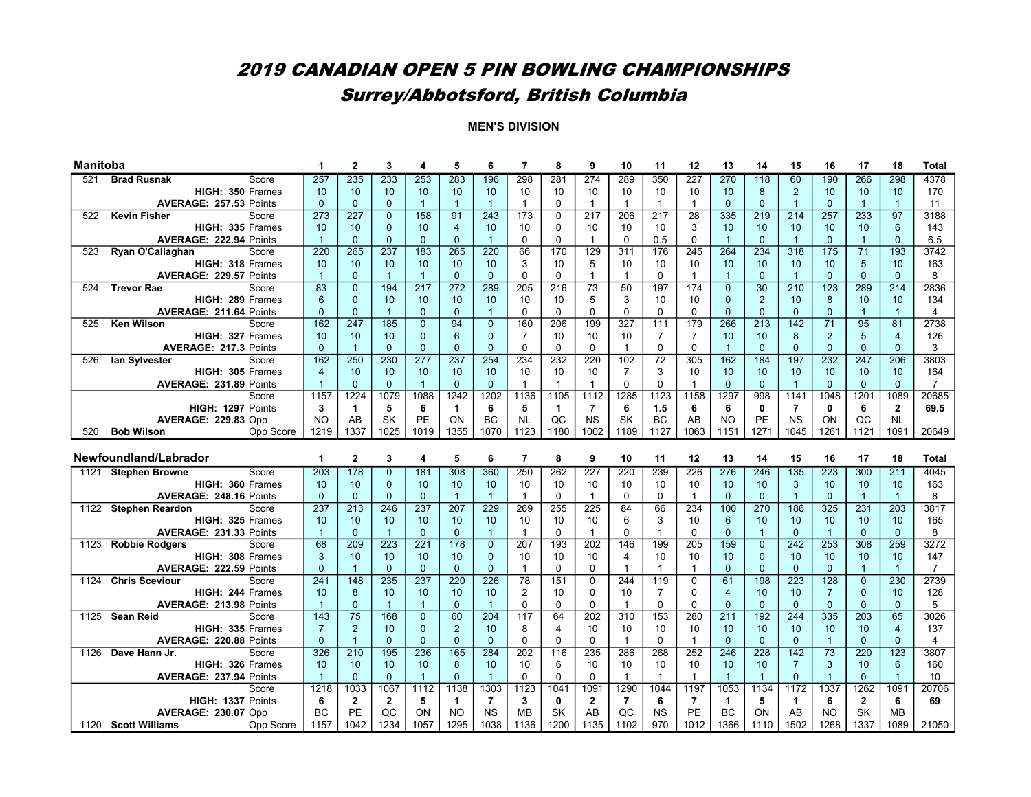# 2019 CANADIAN OPEN 5 PIN BOWLING CHAMPIONSHIPS

## Surrey/Abbotsford, British Columbia

**MEN'S DIVISION**

| Manitoba | | | 1 | 2 | 3 | 4 | 5 | 6 | 7 | 8 | 9 | 10 | 11 | 12 | 13 | 14 | 15 | 16 | 17 | 18 | Total |
|---|---|---|---|---|---|---|---|---|---|---|---|---|---|---|---|---|---|---|---|---|---|
| 521 | **Brad Rusnak** | Score | 257 | 235 | 233 | 253 | 283 | 196 | 298 | 281 | 274 | 289 | 350 | 227 | 270 | 118 | 60 | 190 | 266 | 298 | 4378 |
| | **HIGH: 350** | Frames | 10 | 10 | 10 | 10 | 10 | 10 | 10 | 10 | 10 | 10 | 10 | 10 | 10 | 8 | 2 | 10 | 10 | 10 | 170 |
| | **AVERAGE: 257.53** | Points | 0 | 0 | 0 | 1 | 1 | 1 | 1 | 0 | 1 | 1 | 1 | 1 | 0 | 0 | 1 | 0 | 1 | 1 | 11 |
| 522 | **Kevin Fisher** | Score | 273 | 227 | 0 | 158 | 91 | 243 | 173 | 0 | 217 | 206 | 217 | 28 | 335 | 219 | 214 | 257 | 233 | 97 | 3188 |
| | **HIGH: 335** | Frames | 10 | 10 | 0 | 10 | 4 | 10 | 10 | 0 | 10 | 10 | 10 | 3 | 10 | 10 | 10 | 10 | 10 | 6 | 143 |
| | **AVERAGE: 222.94** | Points | 1 | 0 | 0 | 0 | 0 | 1 | 0 | 0 | 1 | 0 | 0.5 | 0 | 1 | 0 | 1 | 0 | 1 | 0 | 6.5 |
| 523 | **Ryan O'Callaghan** | Score | 220 | 265 | 237 | 183 | 265 | 220 | 66 | 170 | 129 | 311 | 176 | 245 | 264 | 234 | 318 | 175 | 71 | 193 | 3742 |
| | **HIGH: 318** | Frames | 10 | 10 | 10 | 10 | 10 | 10 | 3 | 10 | 5 | 10 | 10 | 10 | 10 | 10 | 10 | 10 | 5 | 10 | 163 |
| | **AVERAGE: 229.57** | Points | 1 | 0 | 1 | 1 | 0 | 0 | 0 | 0 | 1 | 1 | 0 | 1 | 1 | 0 | 1 | 0 | 0 | 0 | 8 |
| 524 | **Trevor Rae** | Score | 83 | 0 | 194 | 217 | 272 | 289 | 205 | 216 | 73 | 50 | 197 | 174 | 0 | 30 | 210 | 123 | 289 | 214 | 2836 |
| | **HIGH: 289** | Frames | 6 | 0 | 10 | 10 | 10 | 10 | 10 | 10 | 5 | 3 | 10 | 10 | 0 | 2 | 10 | 8 | 10 | 10 | 134 |
| | **AVERAGE: 211.64** | Points | 0 | 0 | 1 | 0 | 0 | 1 | 0 | 0 | 0 | 0 | 0 | 0 | 0 | 0 | 0 | 0 | 1 | 1 | 4 |
| 525 | **Ken Wilson** | Score | 162 | 247 | 185 | 0 | 94 | 0 | 160 | 206 | 199 | 327 | 111 | 179 | 266 | 213 | 142 | 71 | 95 | 81 | 2738 |
| | **HIGH: 327** | Frames | 10 | 10 | 10 | 0 | 6 | 0 | 7 | 10 | 10 | 10 | 7 | 7 | 10 | 10 | 8 | 2 | 5 | 4 | 126 |
| | **AVERAGE: 217.3** | Points | 0 | 1 | 0 | 0 | 0 | 0 | 0 | 0 | 0 | 1 | 0 | 0 | 1 | 0 | 0 | 0 | 0 | 0 | 3 |
| 526 | **Ian Sylvester** | Score | 162 | 250 | 230 | 277 | 237 | 254 | 234 | 232 | 220 | 102 | 72 | 305 | 162 | 184 | 197 | 232 | 247 | 206 | 3803 |
| | **HIGH: 305** | Frames | 4 | 10 | 10 | 10 | 10 | 10 | 10 | 10 | 10 | 7 | 3 | 10 | 10 | 10 | 10 | 10 | 10 | 10 | 164 |
| | **AVERAGE: 231.89** | Points | 1 | 0 | 0 | 1 | 0 | 0 | 1 | 1 | 1 | 0 | 0 | 1 | 0 | 0 | 1 | 0 | 0 | 0 | 7 |
| | | Score | 1157 | 1224 | 1079 | 1088 | 1242 | 1202 | 1136 | 1105 | 1112 | 1285 | 1123 | 1158 | 1297 | 998 | 1141 | 1048 | 1201 | 1089 | 20685 |
| | **HIGH: 1297** | Points | **3** | **1** | **5** | **6** | **1** | **6** | **5** | **1** | **7** | **6** | **1.5** | **6** | **6** | **0** | **7** | **0** | **6** | **2** | **69.5** |
| | **AVERAGE: 229.83** | Opp | NO | AB | SK | PE | ON | BC | NL | QC | NS | SK | BC | AB | NO | PE | NS | ON | QC | NL | |
| 520 | **Bob Wilson** | Opp Score | 1219 | 1337 | 1025 | 1019 | 1355 | 1070 | 1123 | 1180 | 1002 | 1189 | 1127 | 1063 | 1151 | 1271 | 1045 | 1261 | 1121 | 1091 | 20649 |

| Newfoundland/Labrador | | | 1 | 2 | 3 | 4 | 5 | 6 | 7 | 8 | 9 | 10 | 11 | 12 | 13 | 14 | 15 | 16 | 17 | 18 | Total |
|---|---|---|---|---|---|---|---|---|---|---|---|---|---|---|---|---|---|---|---|---|---|
| 1121 | **Stephen Browne** | Score | 203 | 178 | 0 | 181 | 308 | 360 | 250 | 262 | 227 | 220 | 239 | 226 | 276 | 246 | 135 | 223 | 300 | 211 | 4045 |
| | **HIGH: 360** | Frames | 10 | 10 | 0 | 10 | 10 | 10 | 10 | 10 | 10 | 10 | 10 | 10 | 10 | 10 | 3 | 10 | 10 | 10 | 163 |
| | **AVERAGE: 248.16** | Points | 0 | 0 | 0 | 0 | 1 | 1 | 1 | 0 | 1 | 0 | 0 | 1 | 0 | 0 | 1 | 0 | 1 | 1 | 8 |
| 1122 | **Stephen Reardon** | Score | 237 | 213 | 246 | 237 | 207 | 229 | 269 | 255 | 225 | 84 | 66 | 234 | 100 | 270 | 186 | 325 | 231 | 203 | 3817 |
| | **HIGH: 325** | Frames | 10 | 10 | 10 | 10 | 10 | 10 | 10 | 10 | 10 | 6 | 3 | 10 | 6 | 10 | 10 | 10 | 10 | 10 | 165 |
| | **AVERAGE: 231.33** | Points | 1 | 0 | 1 | 0 | 0 | 1 | 1 | 0 | 1 | 0 | 1 | 0 | 0 | 1 | 0 | 1 | 0 | 0 | 8 |
| 1123 | **Robbie Rodgers** | Score | 68 | 209 | 223 | 221 | 178 | 0 | 207 | 193 | 202 | 146 | 199 | 205 | 159 | 0 | 242 | 253 | 308 | 259 | 3272 |
| | **HIGH: 308** | Frames | 3 | 10 | 10 | 10 | 10 | 0 | 10 | 10 | 10 | 4 | 10 | 10 | 10 | 0 | 10 | 10 | 10 | 10 | 147 |
| | **AVERAGE: 222.59** | Points | 0 | 1 | 0 | 0 | 0 | 0 | 1 | 0 | 0 | 1 | 1 | 1 | 0 | 0 | 0 | 0 | 1 | 1 | 7 |
| 1124 | **Chris Sceviour** | Score | 241 | 148 | 235 | 237 | 220 | 226 | 78 | 151 | 0 | 244 | 119 | 0 | 61 | 198 | 223 | 128 | 0 | 230 | 2739 |
| | **HIGH: 244** | Frames | 10 | 8 | 10 | 10 | 10 | 10 | 2 | 10 | 0 | 10 | 7 | 0 | 4 | 10 | 10 | 7 | 0 | 10 | 128 |
| | **AVERAGE: 213.98** | Points | 1 | 0 | 1 | 1 | 0 | 1 | 0 | 0 | 0 | 1 | 0 | 0 | 0 | 0 | 0 | 0 | 0 | 0 | 5 |
| 1125 | **Sean Reid** | Score | 143 | 75 | 168 | 0 | 60 | 204 | 117 | 64 | 202 | 310 | 153 | 280 | 211 | 192 | 244 | 335 | 203 | 65 | 3026 |
| | **HIGH: 335** | Frames | 7 | 2 | 10 | 0 | 2 | 10 | 8 | 4 | 10 | 10 | 10 | 10 | 10 | 10 | 10 | 10 | 10 | 4 | 137 |
| | **AVERAGE: 220.88** | Points | 0 | 1 | 0 | 0 | 0 | 0 | 0 | 0 | 0 | 1 | 0 | 1 | 0 | 0 | 0 | 1 | 0 | 0 | 4 |
| 1126 | **Dave Hann Jr.** | Score | 326 | 210 | 195 | 236 | 165 | 284 | 202 | 116 | 235 | 286 | 268 | 252 | 246 | 228 | 142 | 73 | 220 | 123 | 3807 |
| | **HIGH: 326** | Frames | 10 | 10 | 10 | 10 | 8 | 10 | 10 | 6 | 10 | 10 | 10 | 10 | 10 | 10 | 7 | 3 | 10 | 6 | 160 |
| | **AVERAGE: 237.94** | Points | 1 | 0 | 0 | 1 | 0 | 1 | 0 | 0 | 0 | 1 | 1 | 1 | 1 | 1 | 0 | 1 | 0 | 1 | 10 |
| | | Score | 1218 | 1033 | 1067 | 1112 | 1138 | 1303 | 1123 | 1041 | 1091 | 1290 | 1044 | 1197 | 1053 | 1134 | 1172 | 1337 | 1262 | 1091 | 20706 |
| | **HIGH: 1337** | Points | **6** | **2** | **2** | **5** | **1** | **7** | **3** | **0** | **2** | **7** | **6** | **7** | **1** | **5** | **1** | **6** | **2** | **6** | **69** |
| | **AVERAGE: 230.07** | Opp | BC | PE | QC | ON | NO | NS | MB | SK | AB | QC | NS | PE | BC | ON | AB | NO | SK | MB | |
| 1120 | **Scott Williams** | Opp Score | 1157 | 1042 | 1234 | 1057 | 1295 | 1038 | 1136 | 1200 | 1135 | 1102 | 970 | 1012 | 1366 | 1110 | 1502 | 1268 | 1337 | 1089 | 21050 |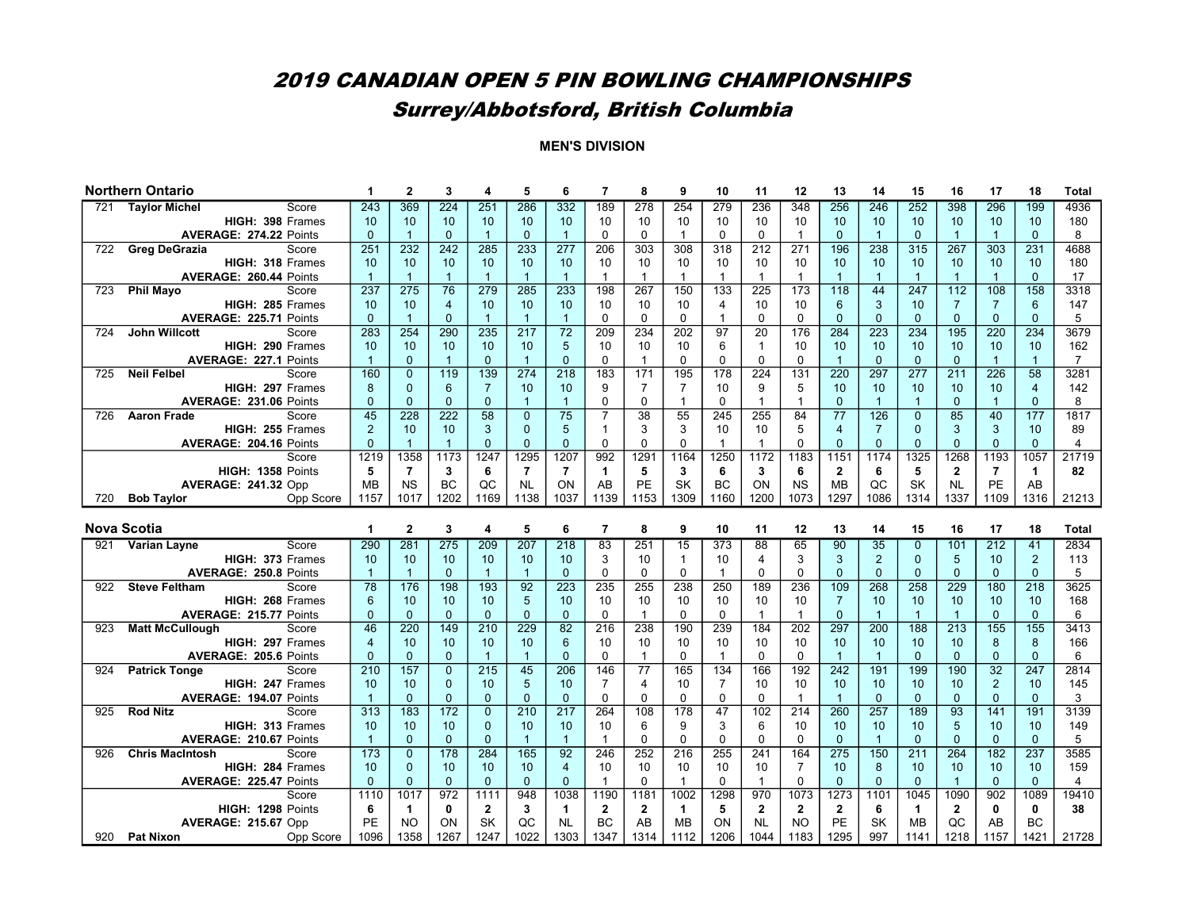# 2019 CANADIAN OPEN 5 PIN BOWLING CHAMPIONSHIPS

## Surrey/Abbotsford, British Columbia

**MEN'S DIVISION**

| Northern Ontario | | | 1 | 2 | 3 | 4 | 5 | 6 | 7 | 8 | 9 | 10 | 11 | 12 | 13 | 14 | 15 | 16 | 17 | 18 | Total |
|---|---|---|---|---|---|---|---|---|---|---|---|---|---|---|---|---|---|---|---|---|---|
| 721 | Taylor Michel | Score | 243 | 369 | 224 | 251 | 286 | 332 | 189 | 278 | 254 | 279 | 236 | 348 | 256 | 246 | 252 | 398 | 296 | 199 | 4936 |
| | HIGH: 398 | Frames | 10 | 10 | 10 | 10 | 10 | 10 | 10 | 10 | 10 | 10 | 10 | 10 | 10 | 10 | 10 | 10 | 10 | 10 | 180 |
| | AVERAGE: 274.22 | Points | 0 | 1 | 0 | 1 | 0 | 1 | 0 | 0 | 1 | 0 | 0 | 1 | 0 | 1 | 0 | 1 | 1 | 0 | 8 |
| 722 | Greg DeGrazia | Score | 251 | 232 | 242 | 285 | 233 | 277 | 206 | 303 | 308 | 318 | 212 | 271 | 196 | 238 | 315 | 267 | 303 | 231 | 4688 |
| | HIGH: 318 | Frames | 10 | 10 | 10 | 10 | 10 | 10 | 10 | 10 | 10 | 10 | 10 | 10 | 10 | 10 | 10 | 10 | 10 | 10 | 180 |
| | AVERAGE: 260.44 | Points | 1 | 1 | 1 | 1 | 1 | 1 | 1 | 1 | 1 | 1 | 1 | 1 | 1 | 1 | 1 | 1 | 1 | 0 | 17 |
| 723 | Phil Mayo | Score | 237 | 275 | 76 | 279 | 285 | 233 | 198 | 267 | 150 | 133 | 225 | 173 | 118 | 44 | 247 | 112 | 108 | 158 | 3318 |
| | HIGH: 285 | Frames | 10 | 10 | 4 | 10 | 10 | 10 | 10 | 10 | 10 | 4 | 10 | 10 | 6 | 3 | 10 | 7 | 7 | 6 | 147 |
| | AVERAGE: 225.71 | Points | 0 | 1 | 0 | 1 | 1 | 1 | 0 | 0 | 0 | 0 | 1 | 0 | 0 | 0 | 0 | 0 | 0 | 0 | 5 |
| 724 | John Willcott | Score | 283 | 254 | 290 | 235 | 217 | 72 | 209 | 234 | 202 | 97 | 20 | 176 | 284 | 223 | 234 | 195 | 220 | 234 | 3679 |
| | HIGH: 290 | Frames | 10 | 10 | 10 | 10 | 10 | 5 | 10 | 10 | 10 | 6 | 1 | 10 | 10 | 10 | 10 | 10 | 10 | 10 | 162 |
| | AVERAGE: 227.1 | Points | 1 | 0 | 1 | 0 | 1 | 0 | 0 | 1 | 0 | 0 | 0 | 0 | 1 | 0 | 0 | 0 | 1 | 1 | 7 |
| 725 | Neil Felbel | Score | 160 | 0 | 119 | 139 | 274 | 218 | 183 | 171 | 195 | 178 | 224 | 131 | 220 | 297 | 277 | 211 | 226 | 58 | 3281 |
| | HIGH: 297 | Frames | 8 | 0 | 6 | 7 | 10 | 10 | 9 | 7 | 7 | 10 | 9 | 5 | 10 | 10 | 10 | 10 | 10 | 4 | 142 |
| | AVERAGE: 231.06 | Points | 0 | 0 | 0 | 0 | 1 | 1 | 0 | 0 | 1 | 0 | 1 | 1 | 0 | 1 | 1 | 0 | 1 | 0 | 8 |
| 726 | Aaron Frade | Score | 45 | 228 | 222 | 58 | 0 | 75 | 7 | 38 | 55 | 245 | 255 | 84 | 77 | 126 | 0 | 85 | 40 | 177 | 1817 |
| | HIGH: 255 | Frames | 2 | 10 | 10 | 3 | 0 | 5 | 1 | 3 | 3 | 10 | 10 | 5 | 4 | 7 | 0 | 3 | 3 | 10 | 89 |
| | AVERAGE: 204.16 | Points | 0 | 1 | 1 | 0 | 0 | 0 | 0 | 0 | 0 | 1 | 1 | 0 | 0 | 0 | 0 | 0 | 0 | 0 | 4 |
| | | Score | 1219 | 1358 | 1173 | 1247 | 1295 | 1207 | 992 | 1291 | 1164 | 1250 | 1172 | 1183 | 1151 | 1174 | 1325 | 1268 | 1193 | 1057 | 21719 |
| | HIGH: 1358 | Points | **5** | **7** | **3** | **6** | **7** | **7** | **1** | **5** | **3** | **6** | **3** | **6** | **2** | **6** | **5** | **2** | **7** | **1** | **82** |
| | AVERAGE: 241.32 | Opp | MB | NS | BC | QC | NL | ON | AB | PE | SK | BC | ON | NS | MB | QC | SK | NL | PE | AB | |
| 720 | Bob Taylor | Opp Score | 1157 | 1017 | 1202 | 1169 | 1138 | 1037 | 1139 | 1153 | 1309 | 1160 | 1200 | 1073 | 1297 | 1086 | 1314 | 1337 | 1109 | 1316 | 21213 |

| Nova Scotia | | | 1 | 2 | 3 | 4 | 5 | 6 | 7 | 8 | 9 | 10 | 11 | 12 | 13 | 14 | 15 | 16 | 17 | 18 | Total |
|---|---|---|---|---|---|---|---|---|---|---|---|---|---|---|---|---|---|---|---|---|---|
| 921 | Varian Layne | Score | 290 | 281 | 275 | 209 | 207 | 218 | 83 | 251 | 15 | 373 | 88 | 65 | 90 | 35 | 0 | 101 | 212 | 41 | 2834 |
| | HIGH: 373 | Frames | 10 | 10 | 10 | 10 | 10 | 10 | 3 | 10 | 1 | 10 | 4 | 3 | 3 | 2 | 0 | 5 | 10 | 2 | 113 |
| | AVERAGE: 250.8 | Points | 1 | 1 | 0 | 1 | 1 | 0 | 0 | 0 | 0 | 1 | 0 | 0 | 0 | 0 | 0 | 0 | 0 | 0 | 5 |
| 922 | Steve Feltham | Score | 78 | 176 | 198 | 193 | 92 | 223 | 235 | 255 | 238 | 250 | 189 | 236 | 109 | 268 | 258 | 229 | 180 | 218 | 3625 |
| | HIGH: 268 | Frames | 6 | 10 | 10 | 10 | 5 | 10 | 10 | 10 | 10 | 10 | 10 | 10 | 7 | 10 | 10 | 10 | 10 | 10 | 168 |
| | AVERAGE: 215.77 | Points | 0 | 0 | 0 | 0 | 0 | 0 | 0 | 1 | 0 | 0 | 1 | 1 | 0 | 1 | 1 | 1 | 0 | 0 | 6 |
| 923 | Matt McCullough | Score | 46 | 220 | 149 | 210 | 229 | 82 | 216 | 238 | 190 | 239 | 184 | 202 | 297 | 200 | 188 | 213 | 155 | 155 | 3413 |
| | HIGH: 297 | Frames | 4 | 10 | 10 | 10 | 10 | 6 | 10 | 10 | 10 | 10 | 10 | 10 | 10 | 10 | 10 | 10 | 8 | 8 | 166 |
| | AVERAGE: 205.6 | Points | 0 | 0 | 0 | 1 | 1 | 0 | 0 | 1 | 0 | 1 | 0 | 0 | 1 | 1 | 0 | 0 | 0 | 0 | 6 |
| 924 | Patrick Tonge | Score | 210 | 157 | 0 | 215 | 45 | 206 | 146 | 77 | 165 | 134 | 166 | 192 | 242 | 191 | 199 | 190 | 32 | 247 | 2814 |
| | HIGH: 247 | Frames | 10 | 10 | 0 | 10 | 5 | 10 | 7 | 4 | 10 | 7 | 10 | 10 | 10 | 10 | 10 | 10 | 2 | 10 | 145 |
| | AVERAGE: 194.07 | Points | 1 | 0 | 0 | 0 | 0 | 0 | 0 | 0 | 0 | 0 | 0 | 1 | 1 | 0 | 0 | 0 | 0 | 0 | 3 |
| 925 | Rod Nitz | Score | 313 | 183 | 172 | 0 | 210 | 217 | 264 | 108 | 178 | 47 | 102 | 214 | 260 | 257 | 189 | 93 | 141 | 191 | 3139 |
| | HIGH: 313 | Frames | 10 | 10 | 10 | 0 | 10 | 10 | 10 | 6 | 9 | 3 | 6 | 10 | 10 | 10 | 10 | 5 | 10 | 10 | 149 |
| | AVERAGE: 210.67 | Points | 1 | 0 | 0 | 0 | 1 | 1 | 1 | 0 | 0 | 0 | 0 | 0 | 0 | 1 | 0 | 0 | 0 | 0 | 5 |
| 926 | Chris MacIntosh | Score | 173 | 0 | 178 | 284 | 165 | 92 | 246 | 252 | 216 | 255 | 241 | 164 | 275 | 150 | 211 | 264 | 182 | 237 | 3585 |
| | HIGH: 284 | Frames | 10 | 0 | 10 | 10 | 10 | 4 | 10 | 10 | 10 | 10 | 10 | 7 | 10 | 8 | 10 | 10 | 10 | 10 | 159 |
| | AVERAGE: 225.47 | Points | 0 | 0 | 0 | 0 | 0 | 0 | 1 | 0 | 1 | 0 | 1 | 0 | 0 | 0 | 0 | 1 | 0 | 0 | 4 |
| | | Score | 1110 | 1017 | 972 | 1111 | 948 | 1038 | 1190 | 1181 | 1002 | 1298 | 970 | 1073 | 1273 | 1101 | 1045 | 1090 | 902 | 1089 | 19410 |
| | HIGH: 1298 | Points | **6** | **1** | **0** | **2** | **3** | **1** | **2** | **2** | **1** | **5** | **2** | **2** | **2** | **6** | **1** | **2** | **0** | **0** | **38** |
| | AVERAGE: 215.67 | Opp | PE | NO | ON | SK | QC | NL | BC | AB | MB | ON | NL | NO | PE | SK | MB | QC | AB | BC | |
| 920 | Pat Nixon | Opp Score | 1096 | 1358 | 1267 | 1247 | 1022 | 1303 | 1347 | 1314 | 1112 | 1206 | 1044 | 1183 | 1295 | 997 | 1141 | 1218 | 1157 | 1421 | 21728 |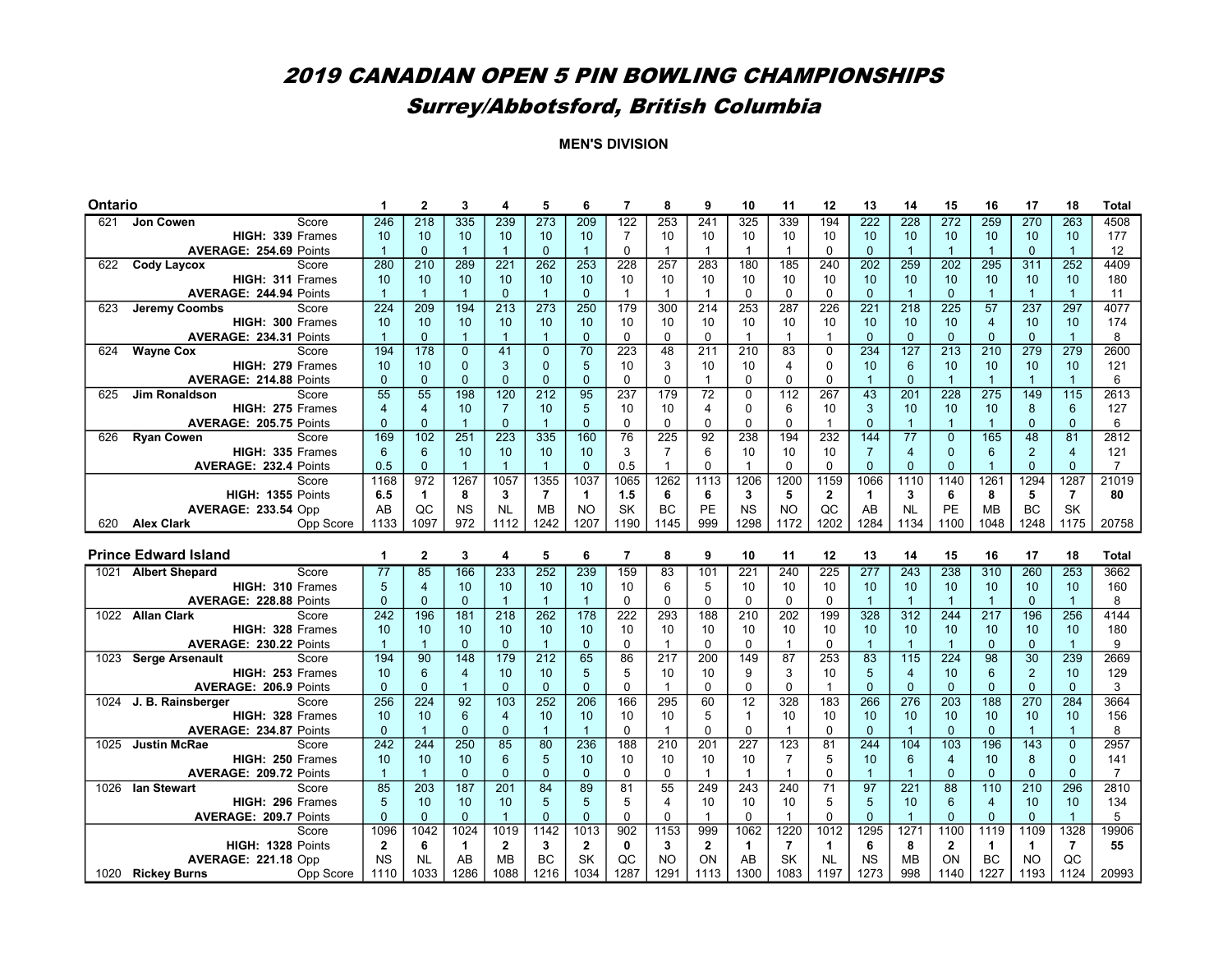# 2019 CANADIAN OPEN 5 PIN BOWLING CHAMPIONSHIPS

## Surrey/Abbotsford, British Columbia

**MEN'S DIVISION**

| Ontario | | | 1 | 2 | 3 | 4 | 5 | 6 | 7 | 8 | 9 | 10 | 11 | 12 | 13 | 14 | 15 | 16 | 17 | 18 | Total |
|---|---|---|---|---|---|---|---|---|---|---|---|---|---|---|---|---|---|---|---|---|---|
| 621 | Jon Cowen | Score | 246 | 218 | 335 | 239 | 273 | 209 | 122 | 253 | 241 | 325 | 339 | 194 | 222 | 228 | 272 | 259 | 270 | 263 | 4508 |
| | HIGH: 339 | Frames | 10 | 10 | 10 | 10 | 10 | 10 | 7 | 10 | 10 | 10 | 10 | 10 | 10 | 10 | 10 | 10 | 10 | 10 | 177 |
| | AVERAGE: 254.69 | Points | 1 | 0 | 1 | 1 | 0 | 1 | 0 | 1 | 1 | 1 | 1 | 0 | 0 | 1 | 1 | 1 | 0 | 1 | 12 |
| 622 | Cody Laycox | Score | 280 | 210 | 289 | 221 | 262 | 253 | 228 | 257 | 283 | 180 | 185 | 240 | 202 | 259 | 202 | 295 | 311 | 252 | 4409 |
| | HIGH: 311 | Frames | 10 | 10 | 10 | 10 | 10 | 10 | 10 | 10 | 10 | 10 | 10 | 10 | 10 | 10 | 10 | 10 | 10 | 10 | 180 |
| | AVERAGE: 244.94 | Points | 1 | 1 | 1 | 0 | 1 | 0 | 1 | 1 | 1 | 0 | 0 | 0 | 0 | 1 | 0 | 1 | 1 | 1 | 11 |
| 623 | Jeremy Coombs | Score | 224 | 209 | 194 | 213 | 273 | 250 | 179 | 300 | 214 | 253 | 287 | 226 | 221 | 218 | 225 | 57 | 237 | 297 | 4077 |
| | HIGH: 300 | Frames | 10 | 10 | 10 | 10 | 10 | 10 | 10 | 10 | 10 | 10 | 10 | 10 | 10 | 10 | 10 | 4 | 10 | 10 | 174 |
| | AVERAGE: 234.31 | Points | 1 | 0 | 1 | 1 | 1 | 0 | 0 | 0 | 0 | 1 | 1 | 1 | 0 | 0 | 0 | 0 | 0 | 1 | 8 |
| 624 | Wayne Cox | Score | 194 | 178 | 0 | 41 | 0 | 70 | 223 | 48 | 211 | 210 | 83 | 0 | 234 | 127 | 213 | 210 | 279 | 279 | 2600 |
| | HIGH: 279 | Frames | 10 | 10 | 0 | 3 | 0 | 5 | 10 | 3 | 10 | 10 | 4 | 0 | 10 | 6 | 10 | 10 | 10 | 10 | 121 |
| | AVERAGE: 214.88 | Points | 0 | 0 | 0 | 0 | 0 | 0 | 0 | 0 | 1 | 0 | 0 | 0 | 1 | 0 | 1 | 1 | 1 | 1 | 6 |
| 625 | Jim Ronaldson | Score | 55 | 55 | 198 | 120 | 212 | 95 | 237 | 179 | 72 | 0 | 112 | 267 | 43 | 201 | 228 | 275 | 149 | 115 | 2613 |
| | HIGH: 275 | Frames | 4 | 4 | 10 | 7 | 10 | 5 | 10 | 10 | 4 | 0 | 6 | 10 | 3 | 10 | 10 | 10 | 8 | 6 | 127 |
| | AVERAGE: 205.75 | Points | 0 | 0 | 1 | 0 | 1 | 0 | 0 | 0 | 0 | 0 | 0 | 1 | 0 | 1 | 1 | 1 | 0 | 0 | 6 |
| 626 | Ryan Cowen | Score | 169 | 102 | 251 | 223 | 335 | 160 | 76 | 225 | 92 | 238 | 194 | 232 | 144 | 77 | 0 | 165 | 48 | 81 | 2812 |
| | HIGH: 335 | Frames | 6 | 6 | 10 | 10 | 10 | 10 | 3 | 7 | 6 | 10 | 10 | 10 | 7 | 4 | 0 | 6 | 2 | 4 | 121 |
| | AVERAGE: 232.4 | Points | 0.5 | 0 | 1 | 1 | 1 | 1 | 0.5 | 1 | 0 | 1 | 0 | 0 | 0 | 0 | 0 | 1 | 0 | 0 | 7 |
| | | Score | 1168 | 972 | 1267 | 1057 | 1355 | 1037 | 1065 | 1262 | 1113 | 1206 | 1200 | 1159 | 1066 | 1110 | 1140 | 1261 | 1294 | 1287 | 21019 |
| | HIGH: 1355 | Points | **6.5** | **1** | **8** | **3** | **7** | **1** | **1.5** | **6** | **6** | **3** | **5** | **2** | **1** | **3** | **6** | **8** | **5** | **7** | **80** |
| | AVERAGE: 233.54 | Opp | AB | QC | NS | NL | MB | NO | SK | BC | PE | NS | NO | QC | AB | NL | PE | MB | BC | SK | |
| 620 | Alex Clark | Opp Score | 1133 | 1097 | 972 | 1112 | 1242 | 1207 | 1190 | 1145 | 999 | 1298 | 1172 | 1202 | 1284 | 1134 | 1100 | 1048 | 1248 | 1175 | 20758 |

| Prince Edward Island | | | 1 | 2 | 3 | 4 | 5 | 6 | 7 | 8 | 9 | 10 | 11 | 12 | 13 | 14 | 15 | 16 | 17 | 18 | Total |
|---|---|---|---|---|---|---|---|---|---|---|---|---|---|---|---|---|---|---|---|---|---|
| 1021 | Albert Shepard | Score | 77 | 85 | 166 | 233 | 252 | 239 | 159 | 83 | 101 | 221 | 240 | 225 | 277 | 243 | 238 | 310 | 260 | 253 | 3662 |
| | HIGH: 310 | Frames | 5 | 4 | 10 | 10 | 10 | 10 | 10 | 6 | 5 | 10 | 10 | 10 | 10 | 10 | 10 | 10 | 10 | 10 | 160 |
| | AVERAGE: 228.88 | Points | 0 | 0 | 0 | 1 | 1 | 1 | 0 | 0 | 0 | 0 | 0 | 0 | 1 | 1 | 1 | 1 | 0 | 1 | 8 |
| 1022 | Allan Clark | Score | 242 | 196 | 181 | 218 | 262 | 178 | 222 | 293 | 188 | 210 | 202 | 199 | 328 | 312 | 244 | 217 | 196 | 256 | 4144 |
| | HIGH: 328 | Frames | 10 | 10 | 10 | 10 | 10 | 10 | 10 | 10 | 10 | 10 | 10 | 10 | 10 | 10 | 10 | 10 | 10 | 10 | 180 |
| | AVERAGE: 230.22 | Points | 1 | 1 | 0 | 0 | 1 | 0 | 0 | 1 | 0 | 0 | 1 | 0 | 1 | 1 | 1 | 0 | 0 | 1 | 9 |
| 1023 | Serge Arsenault | Score | 194 | 90 | 148 | 179 | 212 | 65 | 86 | 217 | 200 | 149 | 87 | 253 | 83 | 115 | 224 | 98 | 30 | 239 | 2669 |
| | HIGH: 253 | Frames | 10 | 6 | 4 | 10 | 10 | 5 | 5 | 10 | 10 | 9 | 3 | 10 | 5 | 4 | 10 | 6 | 2 | 10 | 129 |
| | AVERAGE: 206.9 | Points | 0 | 0 | 1 | 0 | 0 | 0 | 0 | 1 | 0 | 0 | 0 | 1 | 0 | 0 | 0 | 0 | 0 | 0 | 3 |
| 1024 | J. B. Rainsberger | Score | 256 | 224 | 92 | 103 | 252 | 206 | 166 | 295 | 60 | 12 | 328 | 183 | 266 | 276 | 203 | 188 | 270 | 284 | 3664 |
| | HIGH: 328 | Frames | 10 | 10 | 6 | 4 | 10 | 10 | 10 | 10 | 5 | 1 | 10 | 10 | 10 | 10 | 10 | 10 | 10 | 10 | 156 |
| | AVERAGE: 234.87 | Points | 0 | 1 | 0 | 0 | 1 | 1 | 0 | 1 | 0 | 0 | 1 | 0 | 0 | 1 | 0 | 0 | 1 | 1 | 8 |
| 1025 | Justin McRae | Score | 242 | 244 | 250 | 85 | 80 | 236 | 188 | 210 | 201 | 227 | 123 | 81 | 244 | 104 | 103 | 196 | 143 | 0 | 2957 |
| | HIGH: 250 | Frames | 10 | 10 | 10 | 6 | 5 | 10 | 10 | 10 | 10 | 10 | 7 | 5 | 10 | 6 | 4 | 10 | 8 | 0 | 141 |
| | AVERAGE: 209.72 | Points | 1 | 1 | 0 | 0 | 0 | 0 | 0 | 0 | 1 | 1 | 1 | 0 | 1 | 1 | 0 | 0 | 0 | 0 | 7 |
| 1026 | Ian Stewart | Score | 85 | 203 | 187 | 201 | 84 | 89 | 81 | 55 | 249 | 243 | 240 | 71 | 97 | 221 | 88 | 110 | 210 | 296 | 2810 |
| | HIGH: 296 | Frames | 5 | 10 | 10 | 10 | 5 | 5 | 5 | 4 | 10 | 10 | 10 | 5 | 5 | 10 | 6 | 4 | 10 | 10 | 134 |
| | AVERAGE: 209.7 | Points | 0 | 0 | 0 | 1 | 0 | 0 | 0 | 0 | 1 | 0 | 1 | 0 | 0 | 1 | 0 | 0 | 0 | 1 | 5 |
| | | Score | 1096 | 1042 | 1024 | 1019 | 1142 | 1013 | 902 | 1153 | 999 | 1062 | 1220 | 1012 | 1295 | 1271 | 1100 | 1119 | 1109 | 1328 | 19906 |
| | HIGH: 1328 | Points | **2** | **6** | **1** | **2** | **3** | **2** | **0** | **3** | **2** | **1** | **7** | **1** | **6** | **8** | **2** | **1** | **1** | **7** | **55** |
| | AVERAGE: 221.18 | Opp | NS | NL | AB | MB | BC | SK | QC | NO | ON | AB | SK | NL | NS | MB | ON | BC | NO | QC | |
| 1020 | Rickey Burns | Opp Score | 1110 | 1033 | 1286 | 1088 | 1216 | 1034 | 1287 | 1291 | 1113 | 1300 | 1083 | 1197 | 1273 | 998 | 1140 | 1227 | 1193 | 1124 | 20993 |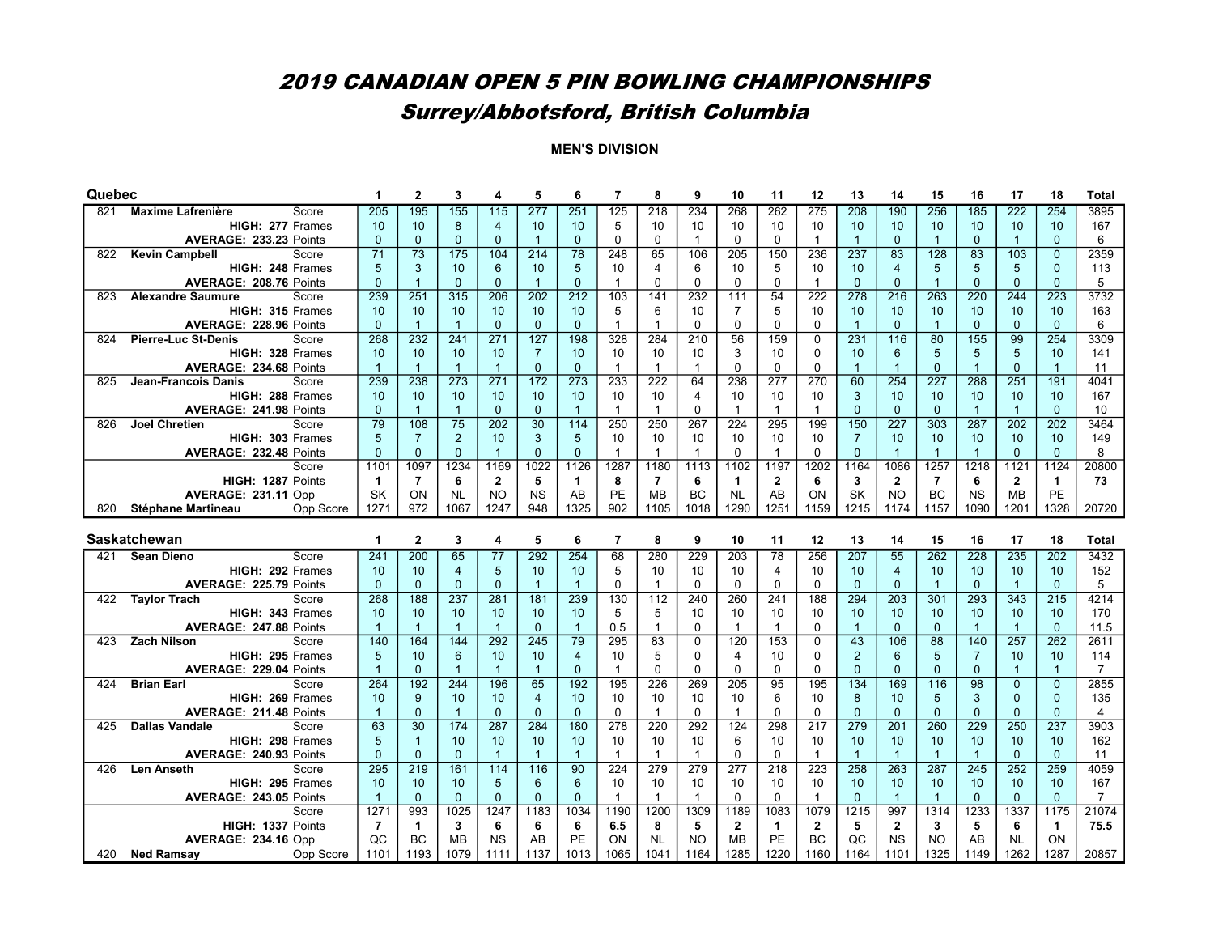# 2019 CANADIAN OPEN 5 PIN BOWLING CHAMPIONSHIPS

## Surrey/Abbotsford, British Columbia

**MEN'S DIVISION**

| Quebec | | | 1 | 2 | 3 | 4 | 5 | 6 | 7 | 8 | 9 | 10 | 11 | 12 | 13 | 14 | 15 | 16 | 17 | 18 | Total |
|---|---|---|---|---|---|---|---|---|---|---|---|---|---|---|---|---|---|---|---|---|---|
| 821 | **Maxime Lafrenière** | Score | 205 | 195 | 155 | 115 | 277 | 251 | 125 | 218 | 234 | 268 | 262 | 275 | 208 | 190 | 256 | 185 | 222 | 254 | 3895 |
| | **HIGH: 277** | Frames | 10 | 10 | 8 | 4 | 10 | 10 | 5 | 10 | 10 | 10 | 10 | 10 | 10 | 10 | 10 | 10 | 10 | 10 | 167 |
| | **AVERAGE: 233.23** | Points | 0 | 0 | 0 | 0 | 1 | 0 | 0 | 0 | 1 | 0 | 0 | 1 | 1 | 0 | 1 | 0 | 1 | 0 | 6 |
| 822 | **Kevin Campbell** | Score | 71 | 73 | 175 | 104 | 214 | 78 | 248 | 65 | 106 | 205 | 150 | 236 | 237 | 83 | 128 | 83 | 103 | 0 | 2359 |
| | **HIGH: 248** | Frames | 5 | 3 | 10 | 6 | 10 | 5 | 10 | 4 | 6 | 10 | 5 | 10 | 10 | 4 | 5 | 5 | 5 | 0 | 113 |
| | **AVERAGE: 208.76** | Points | 0 | 1 | 0 | 0 | 1 | 0 | 1 | 0 | 0 | 0 | 0 | 1 | 0 | 0 | 1 | 0 | 0 | 0 | 5 |
| 823 | **Alexandre Saumure** | Score | 239 | 251 | 315 | 206 | 202 | 212 | 103 | 141 | 232 | 111 | 54 | 222 | 278 | 216 | 263 | 220 | 244 | 223 | 3732 |
| | **HIGH: 315** | Frames | 10 | 10 | 10 | 10 | 10 | 10 | 5 | 6 | 10 | 7 | 5 | 10 | 10 | 10 | 10 | 10 | 10 | 10 | 163 |
| | **AVERAGE: 228.96** | Points | 0 | 1 | 1 | 0 | 0 | 0 | 1 | 1 | 0 | 0 | 0 | 0 | 1 | 0 | 1 | 0 | 0 | 0 | 6 |
| 824 | **Pierre-Luc St-Denis** | Score | 268 | 232 | 241 | 271 | 127 | 198 | 328 | 284 | 210 | 56 | 159 | 0 | 231 | 116 | 80 | 155 | 99 | 254 | 3309 |
| | **HIGH: 328** | Frames | 10 | 10 | 10 | 10 | 7 | 10 | 10 | 10 | 10 | 3 | 10 | 0 | 10 | 6 | 5 | 5 | 5 | 10 | 141 |
| | **AVERAGE: 234.68** | Points | 1 | 1 | 1 | 1 | 0 | 0 | 1 | 1 | 1 | 0 | 0 | 0 | 1 | 1 | 0 | 1 | 0 | 1 | 11 |
| 825 | **Jean-Francois Danis** | Score | 239 | 238 | 273 | 271 | 172 | 273 | 233 | 222 | 64 | 238 | 277 | 270 | 60 | 254 | 227 | 288 | 251 | 191 | 4041 |
| | **HIGH: 288** | Frames | 10 | 10 | 10 | 10 | 10 | 10 | 10 | 10 | 4 | 10 | 10 | 10 | 3 | 10 | 10 | 10 | 10 | 10 | 167 |
| | **AVERAGE: 241.98** | Points | 0 | 1 | 1 | 0 | 0 | 1 | 1 | 1 | 0 | 1 | 1 | 1 | 0 | 0 | 0 | 1 | 1 | 0 | 10 |
| 826 | **Joel Chretien** | Score | 79 | 108 | 75 | 202 | 30 | 114 | 250 | 250 | 267 | 224 | 295 | 199 | 150 | 227 | 303 | 287 | 202 | 202 | 3464 |
| | **HIGH: 303** | Frames | 5 | 7 | 2 | 10 | 3 | 5 | 10 | 10 | 10 | 10 | 10 | 10 | 7 | 10 | 10 | 10 | 10 | 10 | 149 |
| | **AVERAGE: 232.48** | Points | 0 | 0 | 0 | 1 | 0 | 0 | 1 | 1 | 1 | 0 | 1 | 0 | 0 | 1 | 1 | 1 | 0 | 0 | 8 |
| | | Score | 1101 | 1097 | 1234 | 1169 | 1022 | 1126 | 1287 | 1180 | 1113 | 1102 | 1197 | 1202 | 1164 | 1086 | 1257 | 1218 | 1121 | 1124 | 20800 |
| | **HIGH: 1287** | Points | **1** | **7** | **6** | **2** | **5** | **1** | **8** | **7** | **6** | **1** | **2** | **6** | **3** | **2** | **7** | **6** | **2** | **1** | **73** |
| | **AVERAGE: 231.11** | Opp | SK | ON | NL | NO | NS | AB | PE | MB | BC | NL | AB | ON | SK | NO | BC | NS | MB | PE | |
| 820 | **Stéphane Martineau** | Opp Score | 1271 | 972 | 1067 | 1247 | 948 | 1325 | 902 | 1105 | 1018 | 1290 | 1251 | 1159 | 1215 | 1174 | 1157 | 1090 | 1201 | 1328 | 20720 |

| Saskatchewan | | | 1 | 2 | 3 | 4 | 5 | 6 | 7 | 8 | 9 | 10 | 11 | 12 | 13 | 14 | 15 | 16 | 17 | 18 | Total |
|---|---|---|---|---|---|---|---|---|---|---|---|---|---|---|---|---|---|---|---|---|---|
| 421 | **Sean Dieno** | Score | 241 | 200 | 65 | 77 | 292 | 254 | 68 | 280 | 229 | 203 | 78 | 256 | 207 | 55 | 262 | 228 | 235 | 202 | 3432 |
| | **HIGH: 292** | Frames | 10 | 10 | 4 | 5 | 10 | 10 | 5 | 10 | 10 | 10 | 4 | 10 | 10 | 4 | 10 | 10 | 10 | 10 | 152 |
| | **AVERAGE: 225.79** | Points | 0 | 0 | 0 | 0 | 1 | 1 | 0 | 1 | 0 | 0 | 0 | 0 | 0 | 0 | 1 | 0 | 1 | 0 | 5 |
| 422 | **Taylor Trach** | Score | 268 | 188 | 237 | 281 | 181 | 239 | 130 | 112 | 240 | 260 | 241 | 188 | 294 | 203 | 301 | 293 | 343 | 215 | 4214 |
| | **HIGH: 343** | Frames | 10 | 10 | 10 | 10 | 10 | 10 | 5 | 5 | 10 | 10 | 10 | 10 | 10 | 10 | 10 | 10 | 10 | 10 | 170 |
| | **AVERAGE: 247.88** | Points | 1 | 1 | 1 | 1 | 0 | 1 | 0.5 | 1 | 0 | 1 | 1 | 0 | 1 | 0 | 0 | 1 | 1 | 0 | 11.5 |
| 423 | **Zach Nilson** | Score | 140 | 164 | 144 | 292 | 245 | 79 | 295 | 83 | 0 | 120 | 153 | 0 | 43 | 106 | 88 | 140 | 257 | 262 | 2611 |
| | **HIGH: 295** | Frames | 5 | 10 | 6 | 10 | 10 | 4 | 10 | 5 | 0 | 4 | 10 | 0 | 2 | 6 | 5 | 7 | 10 | 10 | 114 |
| | **AVERAGE: 229.04** | Points | 1 | 0 | 1 | 1 | 1 | 0 | 1 | 0 | 0 | 0 | 0 | 0 | 0 | 0 | 0 | 0 | 1 | 1 | 7 |
| 424 | **Brian Earl** | Score | 264 | 192 | 244 | 196 | 65 | 192 | 195 | 226 | 269 | 205 | 95 | 195 | 134 | 169 | 116 | 98 | 0 | 0 | 2855 |
| | **HIGH: 269** | Frames | 10 | 9 | 10 | 10 | 4 | 10 | 10 | 10 | 10 | 10 | 6 | 10 | 8 | 10 | 5 | 3 | 0 | 0 | 135 |
| | **AVERAGE: 211.48** | Points | 1 | 0 | 1 | 0 | 0 | 0 | 0 | 1 | 0 | 1 | 0 | 0 | 0 | 0 | 0 | 0 | 0 | 0 | 4 |
| 425 | **Dallas Vandale** | Score | 63 | 30 | 174 | 287 | 284 | 180 | 278 | 220 | 292 | 124 | 298 | 217 | 279 | 201 | 260 | 229 | 250 | 237 | 3903 |
| | **HIGH: 298** | Frames | 5 | 1 | 10 | 10 | 10 | 10 | 10 | 10 | 10 | 6 | 10 | 10 | 10 | 10 | 10 | 10 | 10 | 10 | 162 |
| | **AVERAGE: 240.93** | Points | 0 | 0 | 0 | 1 | 1 | 1 | 1 | 1 | 1 | 0 | 0 | 1 | 1 | 1 | 1 | 1 | 0 | 0 | 11 |
| 426 | **Len Anseth** | Score | 295 | 219 | 161 | 114 | 116 | 90 | 224 | 279 | 279 | 277 | 218 | 223 | 258 | 263 | 287 | 245 | 252 | 259 | 4059 |
| | **HIGH: 295** | Frames | 10 | 10 | 10 | 5 | 6 | 6 | 10 | 10 | 10 | 10 | 10 | 10 | 10 | 10 | 10 | 10 | 10 | 10 | 167 |
| | **AVERAGE: 243.05** | Points | 1 | 0 | 0 | 0 | 0 | 0 | 1 | 1 | 1 | 0 | 0 | 1 | 0 | 1 | 1 | 0 | 0 | 0 | 7 |
| | | Score | 1271 | 993 | 1025 | 1247 | 1183 | 1034 | 1190 | 1200 | 1309 | 1189 | 1083 | 1079 | 1215 | 997 | 1314 | 1233 | 1337 | 1175 | 21074 |
| | **HIGH: 1337** | Points | **7** | **1** | **3** | **6** | **6** | **6** | **6.5** | **8** | **5** | **2** | **1** | **2** | **5** | **2** | **3** | **5** | **6** | **1** | **75.5** |
| | **AVERAGE: 234.16** | Opp | QC | BC | MB | NS | AB | PE | ON | NL | NO | MB | PE | BC | QC | NS | NO | AB | NL | ON | |
| 420 | **Ned Ramsay** | Opp Score | 1101 | 1193 | 1079 | 1111 | 1137 | 1013 | 1065 | 1041 | 1164 | 1285 | 1220 | 1160 | 1164 | 1101 | 1325 | 1149 | 1262 | 1287 | 20857 |